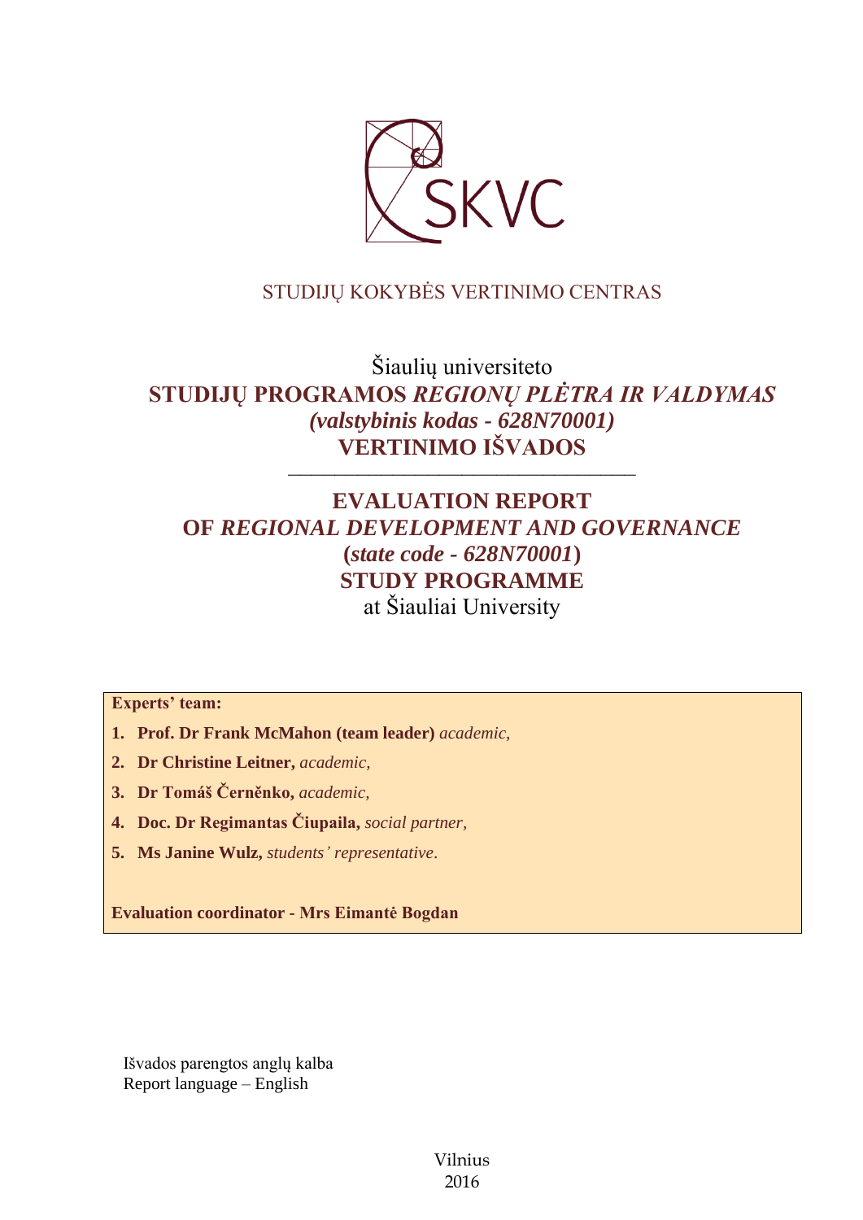SKVC

STUDIJŲ KOKYBĖS VERTINIMO CENTRAS

Šiaulių universiteto

**STUDIJŲ PROGRAMOS *REGIONŲ PLĖTRA IR VALDYMAS* *(valstybinis kodas - 628N70001)* VERTINIMO IŠVADOS**

---

# EVALUATION REPORT OF *REGIONAL DEVELOPMENT AND GOVERNANCE* (*state code - 628N70001*) STUDY PROGRAMME

at Šiauliai University

**Experts' team:**

1. **Prof. Dr Frank McMahon (team leader)** *academic,*
2. **Dr Christine Leitner,** *academic,*
3. **Dr Tomáš Černěnko,** *academic,*
4. **Doc. Dr Regimantas Čiupaila,** *social partner,*
5. **Ms Janine Wulz,** *students' representative.*

**Evaluation coordinator - Mrs Eimantė Bogdan**

Išvados parengtos anglų kalba
Report language – English

Vilnius
2016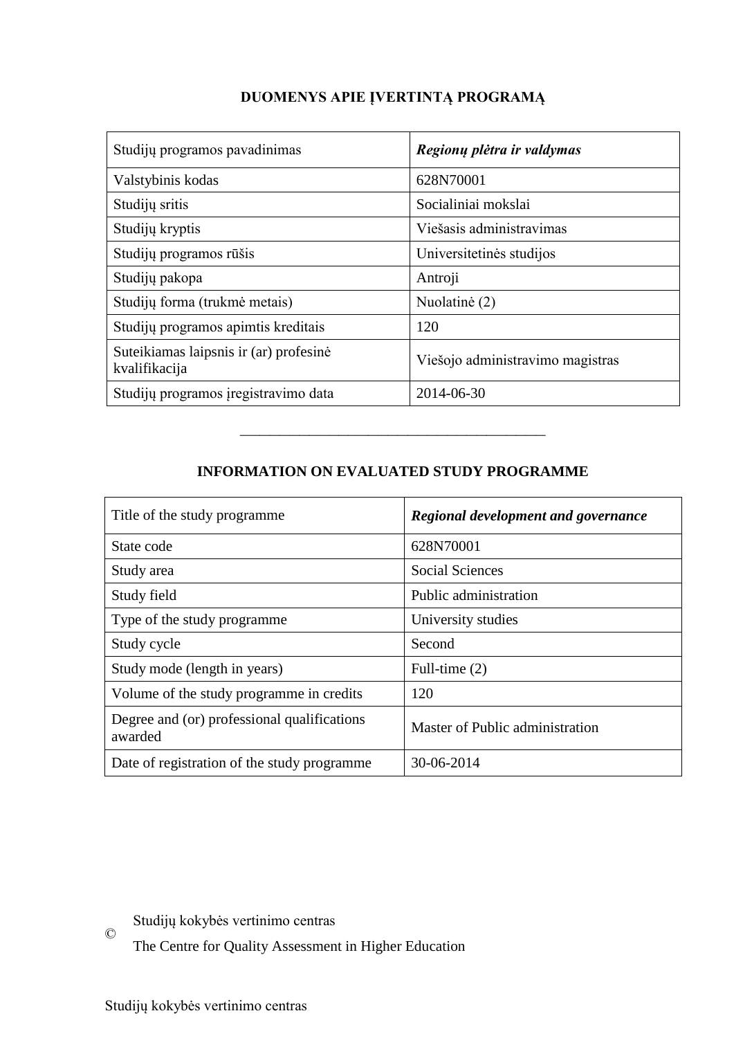## DUOMENYS APIE ĮVERTINTĄ PROGRAMĄ

| Studijų programos pavadinimas | ***Regionų plėtra ir valdymas*** |
|---|---|
| Valstybinis kodas | 628N70001 |
| Studijų sritis | Socialiniai mokslai |
| Studijų kryptis | Viešasis administravimas |
| Studijų programos rūšis | Universitetinės studijos |
| Studijų pakopa | Antroji |
| Studijų forma (trukmė metais) | Nuolatinė (2) |
| Studijų programos apimtis kreditais | 120 |
| Suteikiamas laipsnis ir (ar) profesinė kvalifikacija | Viešojo administravimo magistras |
| Studijų programos įregistravimo data | 2014-06-30 |

---

## INFORMATION ON EVALUATED STUDY PROGRAMME

| Title of the study programme | ***Regional development and governance*** |
|---|---|
| State code | 628N70001 |
| Study area | Social Sciences |
| Study field | Public administration |
| Type of the study programme | University studies |
| Study cycle | Second |
| Study mode (length in years) | Full-time (2) |
| Volume of the study programme in credits | 120 |
| Degree and (or) professional qualifications awarded | Master of Public administration |
| Date of registration of the study programme | 30-06-2014 |

© Studijų kokybės vertinimo centras
The Centre for Quality Assessment in Higher Education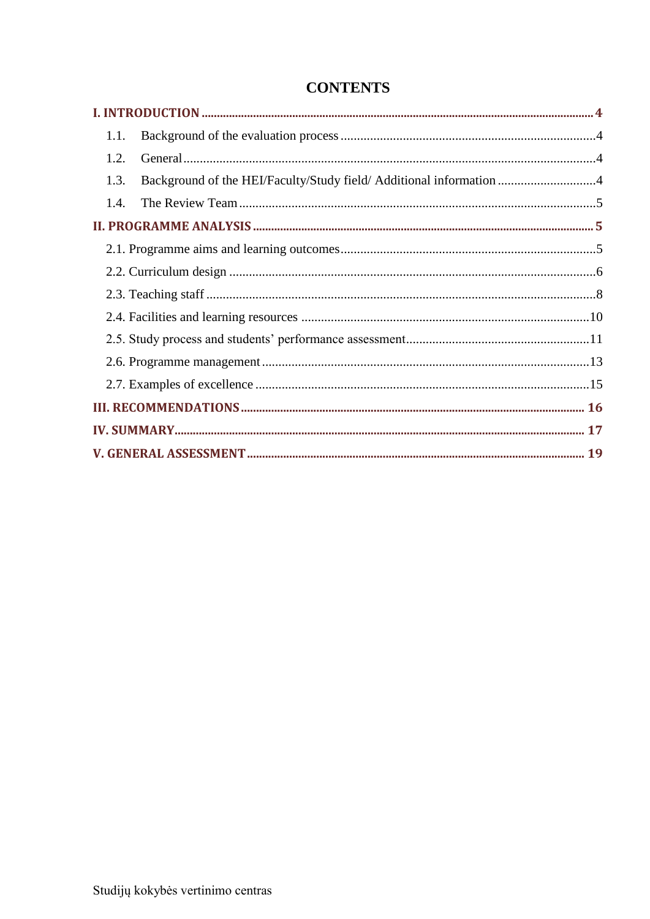# CONTENTS

**I. INTRODUCTION** ........................................ **4**

1.1. Background of the evaluation process ........................................ 4

1.2. General ........................................ 4

1.3. Background of the HEI/Faculty/Study field/ Additional information ........................................ 4

1.4. The Review Team ........................................ 5

**II. PROGRAMME ANALYSIS** ........................................ **5**

2.1. Programme aims and learning outcomes ........................................ 5

2.2. Curriculum design ........................................ 6

2.3. Teaching staff ........................................ 8

2.4. Facilities and learning resources ........................................ 10

2.5. Study process and students' performance assessment ........................................ 11

2.6. Programme management ........................................ 13

2.7. Examples of excellence ........................................ 15

**III. RECOMMENDATIONS** ........................................ **16**

**IV. SUMMARY** ........................................ **17**

**V. GENERAL ASSESSMENT** ........................................ **19**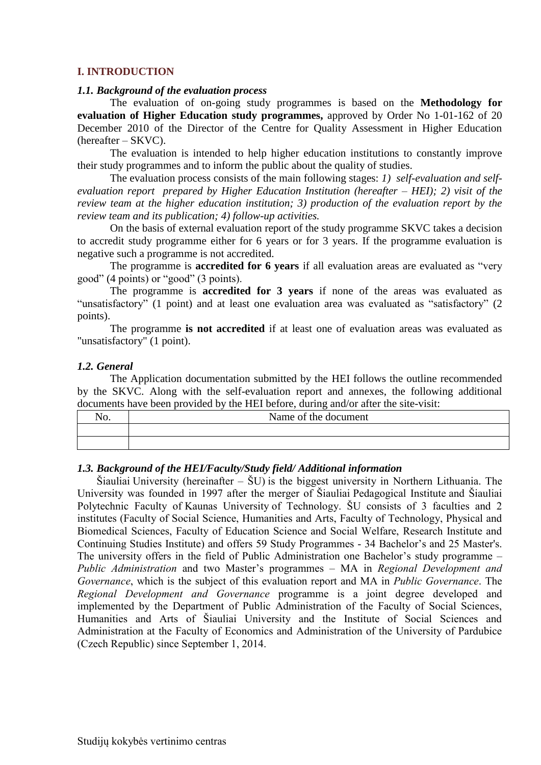## I. INTRODUCTION

### *1.1. Background of the evaluation process*

The evaluation of on-going study programmes is based on the **Methodology for evaluation of Higher Education study programmes,** approved by Order No 1-01-162 of 20 December 2010 of the Director of the Centre for Quality Assessment in Higher Education (hereafter – SKVC).

The evaluation is intended to help higher education institutions to constantly improve their study programmes and to inform the public about the quality of studies.

The evaluation process consists of the main following stages: *1) self-evaluation and self-evaluation report prepared by Higher Education Institution (hereafter – HEI); 2) visit of the review team at the higher education institution; 3) production of the evaluation report by the review team and its publication; 4) follow-up activities.*

On the basis of external evaluation report of the study programme SKVC takes a decision to accredit study programme either for 6 years or for 3 years. If the programme evaluation is negative such a programme is not accredited.

The programme is **accredited for 6 years** if all evaluation areas are evaluated as "very good" (4 points) or "good" (3 points).

The programme is **accredited for 3 years** if none of the areas was evaluated as "unsatisfactory" (1 point) and at least one evaluation area was evaluated as "satisfactory" (2 points).

The programme **is not accredited** if at least one of evaluation areas was evaluated as "unsatisfactory" (1 point).

### *1.2. General*

The Application documentation submitted by the HEI follows the outline recommended by the SKVC. Along with the self-evaluation report and annexes, the following additional documents have been provided by the HEI before, during and/or after the site-visit:

| No. | Name of the document |
|---|---|
| | |
| | |

### *1.3. Background of the HEI/Faculty/Study field/ Additional information*

Šiauliai University (hereinafter – ŠU) is the biggest university in Northern Lithuania. The University was founded in 1997 after the merger of Šiauliai Pedagogical Institute and Šiauliai Polytechnic Faculty of Kaunas University of Technology. ŠU consists of 3 faculties and 2 institutes (Faculty of Social Science, Humanities and Arts, Faculty of Technology, Physical and Biomedical Sciences, Faculty of Education Science and Social Welfare, Research Institute and Continuing Studies Institute) and offers 59 Study Programmes - 34 Bachelor's and 25 Master's. The university offers in the field of Public Administration one Bachelor's study programme – *Public Administration* and two Master's programmes – MA in *Regional Development and Governance*, which is the subject of this evaluation report and MA in *Public Governance*. The *Regional Development and Governance* programme is a joint degree developed and implemented by the Department of Public Administration of the Faculty of Social Sciences, Humanities and Arts of Šiauliai University and the Institute of Social Sciences and Administration at the Faculty of Economics and Administration of the University of Pardubice (Czech Republic) since September 1, 2014.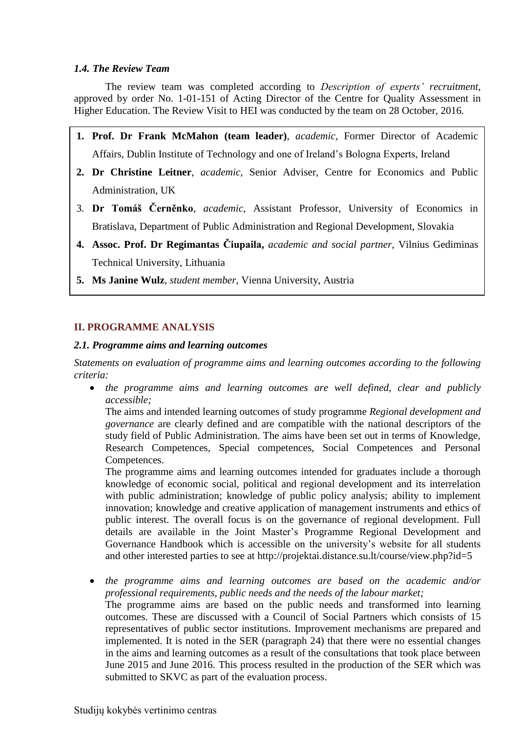### *1.4. The Review Team*

The review team was completed according to *Description of experts' recruitment*, approved by order No. 1-01-151 of Acting Director of the Centre for Quality Assessment in Higher Education. The Review Visit to HEI was conducted by the team on 28 October, 2016.

1. **Prof. Dr Frank McMahon (team leader)**, *academic,* Former Director of Academic Affairs, Dublin Institute of Technology and one of Ireland's Bologna Experts, Ireland
2. **Dr Christine Leitner**, *academic,* Senior Adviser, Centre for Economics and Public Administration, UK
3. **Dr Tomáš Černěnko**, *academic*, Assistant Professor, University of Economics in Bratislava, Department of Public Administration and Regional Development, Slovakia
4. **Assoc. Prof. Dr Regimantas Čiupaila,** *academic and social partner,* Vilnius Gediminas Technical University, Lithuania
5. **Ms Janine Wulz**, *student member*, Vienna University, Austria

## II. PROGRAMME ANALYSIS

### *2.1. Programme aims and learning outcomes*

*Statements on evaluation of programme aims and learning outcomes according to the following criteria:*

- *the programme aims and learning outcomes are well defined, clear and publicly accessible;*

  The aims and intended learning outcomes of study programme *Regional development and governance* are clearly defined and are compatible with the national descriptors of the study field of Public Administration. The aims have been set out in terms of Knowledge, Research Competences, Special competences, Social Competences and Personal Competences.

  The programme aims and learning outcomes intended for graduates include a thorough knowledge of economic social, political and regional development and its interrelation with public administration; knowledge of public policy analysis; ability to implement innovation; knowledge and creative application of management instruments and ethics of public interest. The overall focus is on the governance of regional development. Full details are available in the Joint Master's Programme Regional Development and Governance Handbook which is accessible on the university's website for all students and other interested parties to see at http://projektai.distance.su.lt/course/view.php?id=5

- *the programme aims and learning outcomes are based on the academic and/or professional requirements, public needs and the needs of the labour market;*

  The programme aims are based on the public needs and transformed into learning outcomes. These are discussed with a Council of Social Partners which consists of 15 representatives of public sector institutions. Improvement mechanisms are prepared and implemented. It is noted in the SER (paragraph 24) that there were no essential changes in the aims and learning outcomes as a result of the consultations that took place between June 2015 and June 2016. This process resulted in the production of the SER which was submitted to SKVC as part of the evaluation process.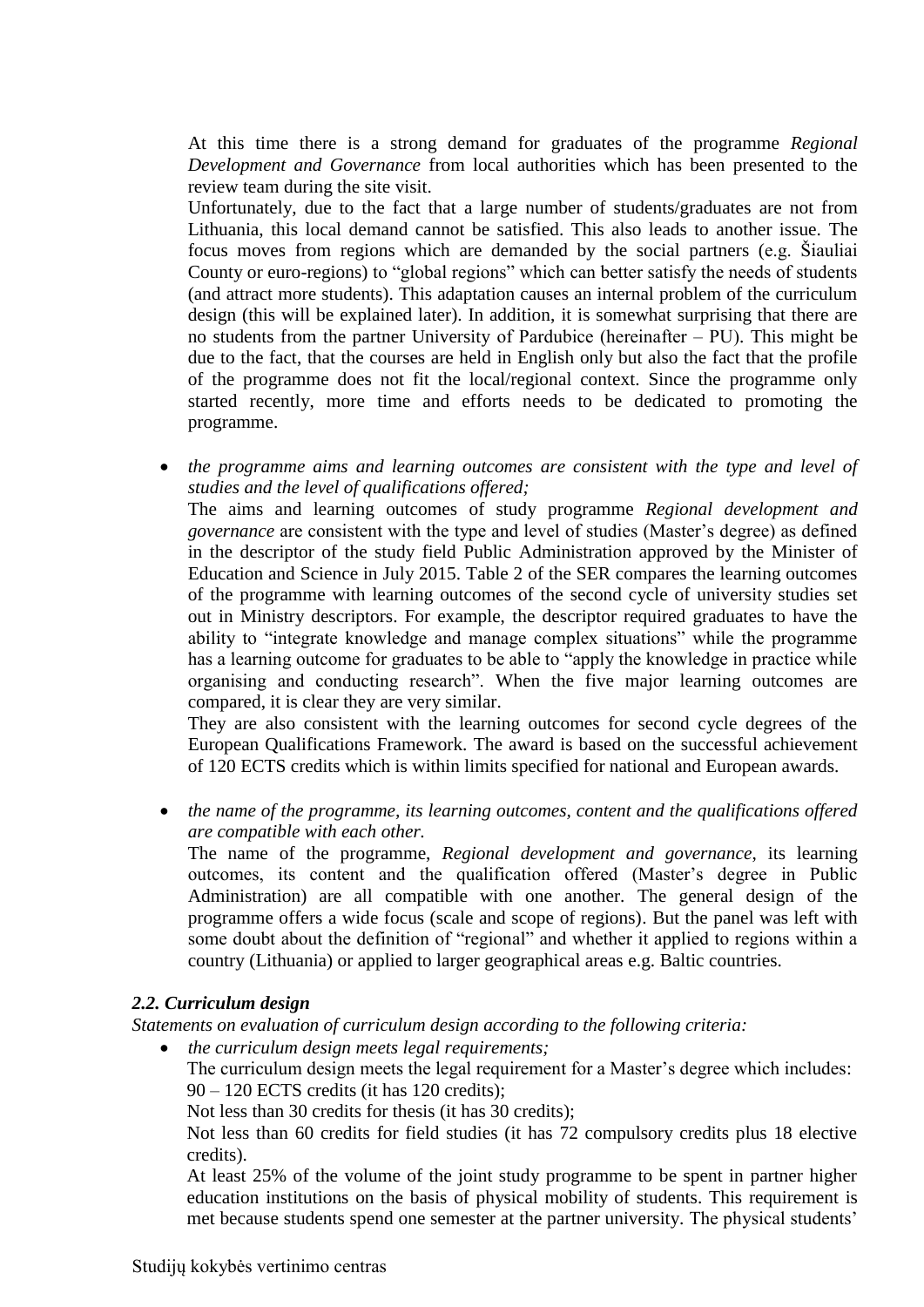At this time there is a strong demand for graduates of the programme *Regional Development and Governance* from local authorities which has been presented to the review team during the site visit.

Unfortunately, due to the fact that a large number of students/graduates are not from Lithuania, this local demand cannot be satisfied. This also leads to another issue. The focus moves from regions which are demanded by the social partners (e.g. Šiauliai County or euro-regions) to "global regions" which can better satisfy the needs of students (and attract more students). This adaptation causes an internal problem of the curriculum design (this will be explained later). In addition, it is somewhat surprising that there are no students from the partner University of Pardubice (hereinafter – PU). This might be due to the fact, that the courses are held in English only but also the fact that the profile of the programme does not fit the local/regional context. Since the programme only started recently, more time and efforts needs to be dedicated to promoting the programme.

- *the programme aims and learning outcomes are consistent with the type and level of studies and the level of qualifications offered;*

  The aims and learning outcomes of study programme *Regional development and governance* are consistent with the type and level of studies (Master's degree) as defined in the descriptor of the study field Public Administration approved by the Minister of Education and Science in July 2015. Table 2 of the SER compares the learning outcomes of the programme with learning outcomes of the second cycle of university studies set out in Ministry descriptors. For example, the descriptor required graduates to have the ability to "integrate knowledge and manage complex situations" while the programme has a learning outcome for graduates to be able to "apply the knowledge in practice while organising and conducting research". When the five major learning outcomes are compared, it is clear they are very similar.

  They are also consistent with the learning outcomes for second cycle degrees of the European Qualifications Framework. The award is based on the successful achievement of 120 ECTS credits which is within limits specified for national and European awards.

- *the name of the programme, its learning outcomes, content and the qualifications offered are compatible with each other.*

  The name of the programme, *Regional development and governance*, its learning outcomes, its content and the qualification offered (Master's degree in Public Administration) are all compatible with one another. The general design of the programme offers a wide focus (scale and scope of regions). But the panel was left with some doubt about the definition of "regional" and whether it applied to regions within a country (Lithuania) or applied to larger geographical areas e.g. Baltic countries.

### *2.2. Curriculum design*

*Statements on evaluation of curriculum design according to the following criteria:*

- *the curriculum design meets legal requirements;*

  The curriculum design meets the legal requirement for a Master's degree which includes:
  90 – 120 ECTS credits (it has 120 credits);
  Not less than 30 credits for thesis (it has 30 credits);
  Not less than 60 credits for field studies (it has 72 compulsory credits plus 18 elective credits).
  At least 25% of the volume of the joint study programme to be spent in partner higher education institutions on the basis of physical mobility of students. This requirement is met because students spend one semester at the partner university. The physical students'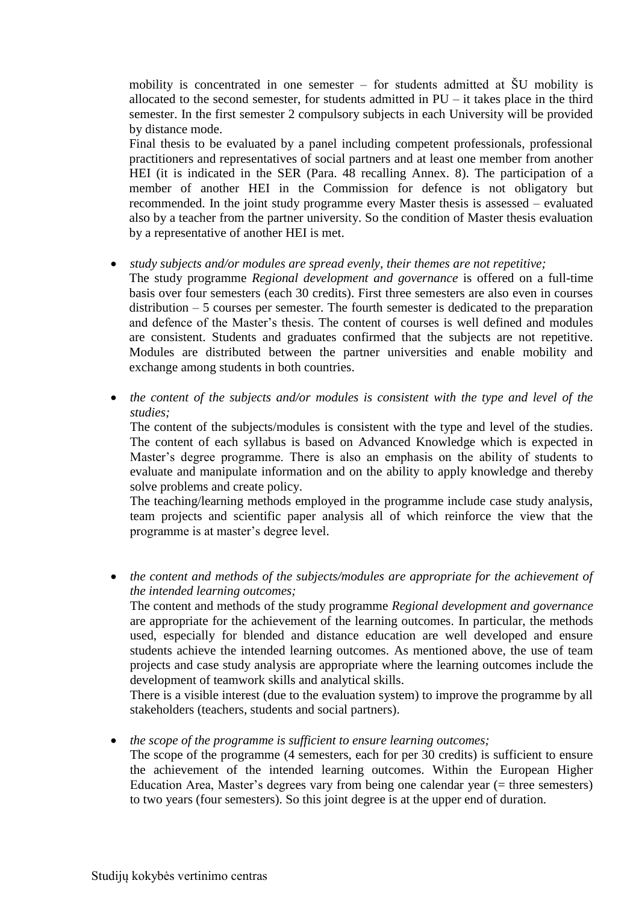mobility is concentrated in one semester – for students admitted at ŠU mobility is allocated to the second semester, for students admitted in PU – it takes place in the third semester. In the first semester 2 compulsory subjects in each University will be provided by distance mode.

Final thesis to be evaluated by a panel including competent professionals, professional practitioners and representatives of social partners and at least one member from another HEI (it is indicated in the SER (Para. 48 recalling Annex. 8). The participation of a member of another HEI in the Commission for defence is not obligatory but recommended. In the joint study programme every Master thesis is assessed – evaluated also by a teacher from the partner university. So the condition of Master thesis evaluation by a representative of another HEI is met.

- *study subjects and/or modules are spread evenly, their themes are not repetitive;*

  The study programme *Regional development and governance* is offered on a full-time basis over four semesters (each 30 credits). First three semesters are also even in courses distribution – 5 courses per semester. The fourth semester is dedicated to the preparation and defence of the Master's thesis. The content of courses is well defined and modules are consistent. Students and graduates confirmed that the subjects are not repetitive. Modules are distributed between the partner universities and enable mobility and exchange among students in both countries.

- *the content of the subjects and/or modules is consistent with the type and level of the studies;*

  The content of the subjects/modules is consistent with the type and level of the studies. The content of each syllabus is based on Advanced Knowledge which is expected in Master's degree programme. There is also an emphasis on the ability of students to evaluate and manipulate information and on the ability to apply knowledge and thereby solve problems and create policy.

  The teaching/learning methods employed in the programme include case study analysis, team projects and scientific paper analysis all of which reinforce the view that the programme is at master's degree level.

- *the content and methods of the subjects/modules are appropriate for the achievement of the intended learning outcomes;*

  The content and methods of the study programme *Regional development and governance* are appropriate for the achievement of the learning outcomes. In particular, the methods used, especially for blended and distance education are well developed and ensure students achieve the intended learning outcomes. As mentioned above, the use of team projects and case study analysis are appropriate where the learning outcomes include the development of teamwork skills and analytical skills.

  There is a visible interest (due to the evaluation system) to improve the programme by all stakeholders (teachers, students and social partners).

- *the scope of the programme is sufficient to ensure learning outcomes;*

  The scope of the programme (4 semesters, each for per 30 credits) is sufficient to ensure the achievement of the intended learning outcomes. Within the European Higher Education Area, Master's degrees vary from being one calendar year (= three semesters) to two years (four semesters). So this joint degree is at the upper end of duration.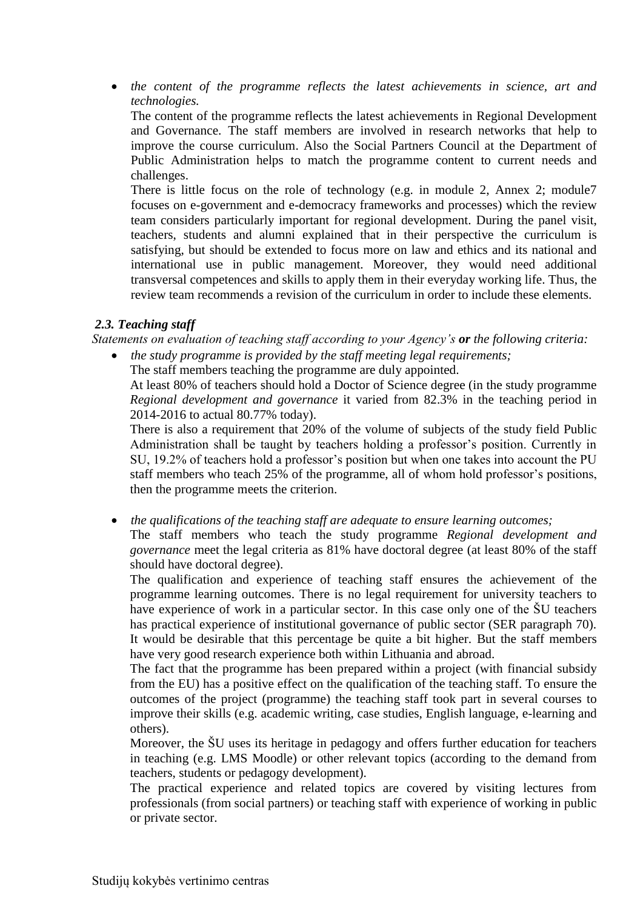- *the content of the programme reflects the latest achievements in science, art and technologies.*

  The content of the programme reflects the latest achievements in Regional Development and Governance. The staff members are involved in research networks that help to improve the course curriculum. Also the Social Partners Council at the Department of Public Administration helps to match the programme content to current needs and challenges.

  There is little focus on the role of technology (e.g. in module 2, Annex 2; module7 focuses on e-government and e-democracy frameworks and processes) which the review team considers particularly important for regional development. During the panel visit, teachers, students and alumni explained that in their perspective the curriculum is satisfying, but should be extended to focus more on law and ethics and its national and international use in public management. Moreover, they would need additional transversal competences and skills to apply them in their everyday working life. Thus, the review team recommends a revision of the curriculum in order to include these elements.

### *2.3. Teaching staff*

*Statements on evaluation of teaching staff according to your Agency's **or** the following criteria:*

- *the study programme is provided by the staff meeting legal requirements;*

  The staff members teaching the programme are duly appointed.

  At least 80% of teachers should hold a Doctor of Science degree (in the study programme *Regional development and governance* it varied from 82.3% in the teaching period in 2014-2016 to actual 80.77% today).

  There is also a requirement that 20% of the volume of subjects of the study field Public Administration shall be taught by teachers holding a professor's position. Currently in SU, 19.2% of teachers hold a professor's position but when one takes into account the PU staff members who teach 25% of the programme, all of whom hold professor's positions, then the programme meets the criterion.

- *the qualifications of the teaching staff are adequate to ensure learning outcomes;*

  The staff members who teach the study programme *Regional development and governance* meet the legal criteria as 81% have doctoral degree (at least 80% of the staff should have doctoral degree).

  The qualification and experience of teaching staff ensures the achievement of the programme learning outcomes. There is no legal requirement for university teachers to have experience of work in a particular sector. In this case only one of the ŠU teachers has practical experience of institutional governance of public sector (SER paragraph 70). It would be desirable that this percentage be quite a bit higher. But the staff members have very good research experience both within Lithuania and abroad.

  The fact that the programme has been prepared within a project (with financial subsidy from the EU) has a positive effect on the qualification of the teaching staff. To ensure the outcomes of the project (programme) the teaching staff took part in several courses to improve their skills (e.g. academic writing, case studies, English language, e-learning and others).

  Moreover, the ŠU uses its heritage in pedagogy and offers further education for teachers in teaching (e.g. LMS Moodle) or other relevant topics (according to the demand from teachers, students or pedagogy development).

  The practical experience and related topics are covered by visiting lectures from professionals (from social partners) or teaching staff with experience of working in public or private sector.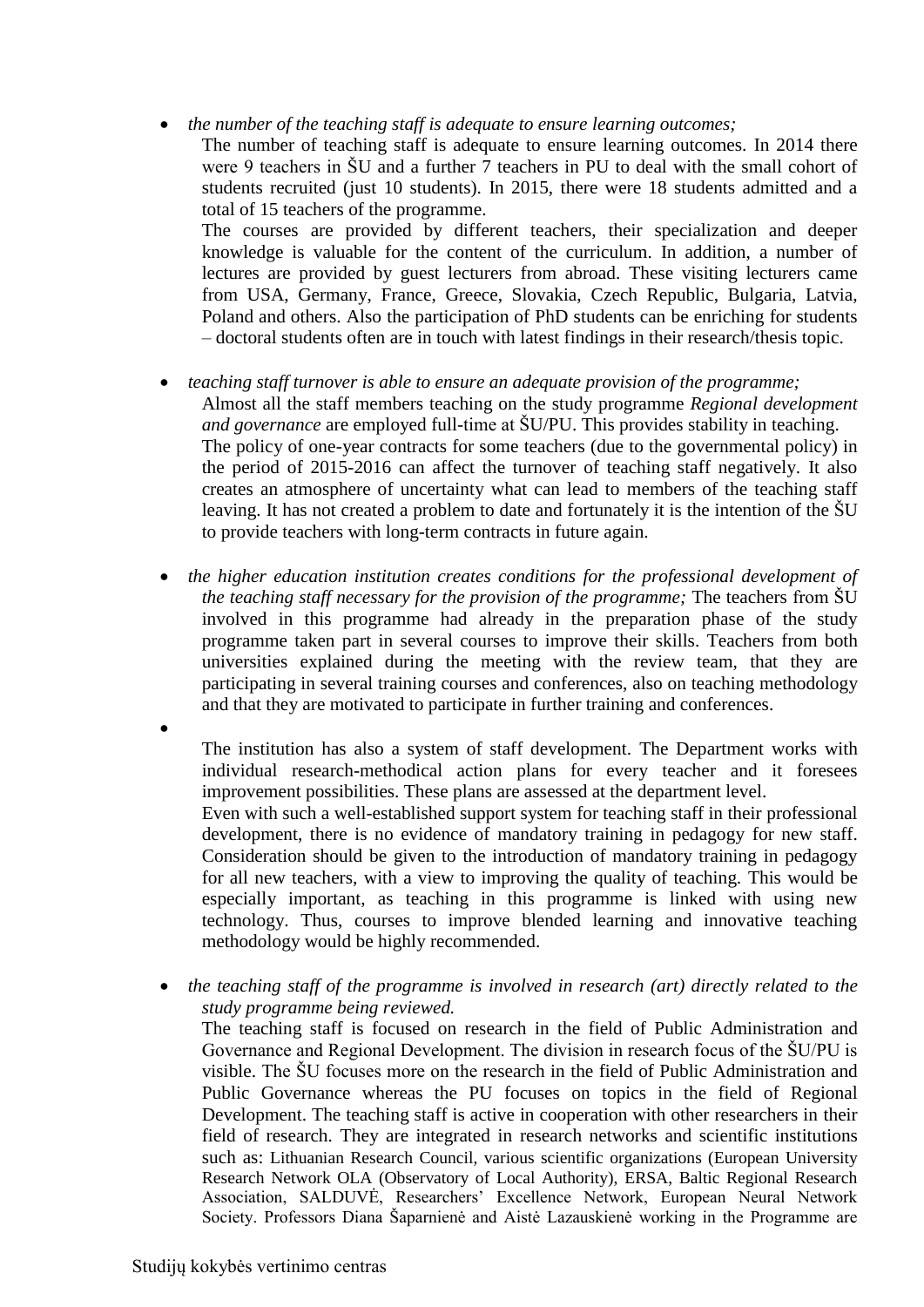- *the number of the teaching staff is adequate to ensure learning outcomes;*

  The number of teaching staff is adequate to ensure learning outcomes. In 2014 there were 9 teachers in ŠU and a further 7 teachers in PU to deal with the small cohort of students recruited (just 10 students). In 2015, there were 18 students admitted and a total of 15 teachers of the programme.

  The courses are provided by different teachers, their specialization and deeper knowledge is valuable for the content of the curriculum. In addition, a number of lectures are provided by guest lecturers from abroad. These visiting lecturers came from USA, Germany, France, Greece, Slovakia, Czech Republic, Bulgaria, Latvia, Poland and others. Also the participation of PhD students can be enriching for students – doctoral students often are in touch with latest findings in their research/thesis topic.

- *teaching staff turnover is able to ensure an adequate provision of the programme;*

  Almost all the staff members teaching on the study programme *Regional development and governance* are employed full-time at ŠU/PU. This provides stability in teaching.

  The policy of one-year contracts for some teachers (due to the governmental policy) in the period of 2015-2016 can affect the turnover of teaching staff negatively. It also creates an atmosphere of uncertainty what can lead to members of the teaching staff leaving. It has not created a problem to date and fortunately it is the intention of the ŠU to provide teachers with long-term contracts in future again.

- *the higher education institution creates conditions for the professional development of the teaching staff necessary for the provision of the programme;* The teachers from ŠU involved in this programme had already in the preparation phase of the study programme taken part in several courses to improve their skills. Teachers from both universities explained during the meeting with the review team, that they are participating in several training courses and conferences, also on teaching methodology and that they are motivated to participate in further training and conferences.

- The institution has also a system of staff development. The Department works with individual research-methodical action plans for every teacher and it foresees improvement possibilities. These plans are assessed at the department level.

  Even with such a well-established support system for teaching staff in their professional development, there is no evidence of mandatory training in pedagogy for new staff. Consideration should be given to the introduction of mandatory training in pedagogy for all new teachers, with a view to improving the quality of teaching. This would be especially important, as teaching in this programme is linked with using new technology. Thus, courses to improve blended learning and innovative teaching methodology would be highly recommended.

- *the teaching staff of the programme is involved in research (art) directly related to the study programme being reviewed.*

  The teaching staff is focused on research in the field of Public Administration and Governance and Regional Development. The division in research focus of the ŠU/PU is visible. The ŠU focuses more on the research in the field of Public Administration and Public Governance whereas the PU focuses on topics in the field of Regional Development. The teaching staff is active in cooperation with other researchers in their field of research. They are integrated in research networks and scientific institutions such as: Lithuanian Research Council, various scientific organizations (European University Research Network OLA (Observatory of Local Authority), ERSA, Baltic Regional Research Association, SALDUVĖ, Researchers' Excellence Network, European Neural Network Society. Professors Diana Šaparnienė and Aistė Lazauskienė working in the Programme are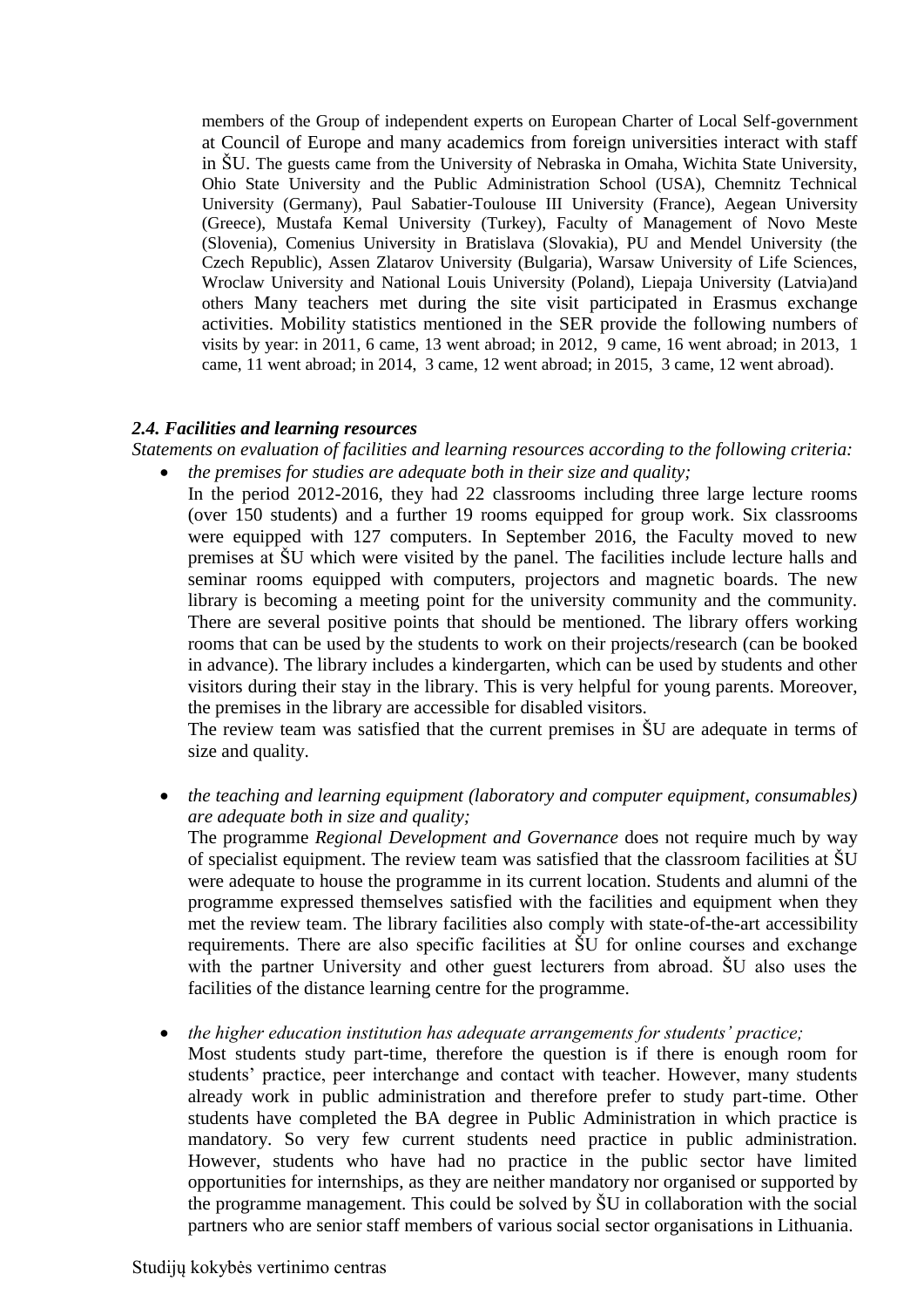members of the Group of independent experts on European Charter of Local Self-government at Council of Europe and many academics from foreign universities interact with staff in ŠU. The guests came from the University of Nebraska in Omaha, Wichita State University, Ohio State University and the Public Administration School (USA), Chemnitz Technical University (Germany), Paul Sabatier-Toulouse III University (France), Aegean University (Greece), Mustafa Kemal University (Turkey), Faculty of Management of Novo Meste (Slovenia), Comenius University in Bratislava (Slovakia), PU and Mendel University (the Czech Republic), Assen Zlatarov University (Bulgaria), Warsaw University of Life Sciences, Wroclaw University and National Louis University (Poland), Liepaja University (Latvia)and others Many teachers met during the site visit participated in Erasmus exchange activities. Mobility statistics mentioned in the SER provide the following numbers of visits by year: in 2011, 6 came, 13 went abroad; in 2012, 9 came, 16 went abroad; in 2013, 1 came, 11 went abroad; in 2014, 3 came, 12 went abroad; in 2015, 3 came, 12 went abroad).

### *2.4. Facilities and learning resources*

*Statements on evaluation of facilities and learning resources according to the following criteria:*

- *the premises for studies are adequate both in their size and quality;*

  In the period 2012-2016, they had 22 classrooms including three large lecture rooms (over 150 students) and a further 19 rooms equipped for group work. Six classrooms were equipped with 127 computers. In September 2016, the Faculty moved to new premises at ŠU which were visited by the panel. The facilities include lecture halls and seminar rooms equipped with computers, projectors and magnetic boards. The new library is becoming a meeting point for the university community and the community. There are several positive points that should be mentioned. The library offers working rooms that can be used by the students to work on their projects/research (can be booked in advance). The library includes a kindergarten, which can be used by students and other visitors during their stay in the library. This is very helpful for young parents. Moreover, the premises in the library are accessible for disabled visitors.

  The review team was satisfied that the current premises in ŠU are adequate in terms of size and quality.

- *the teaching and learning equipment (laboratory and computer equipment, consumables) are adequate both in size and quality;*

  The programme *Regional Development and Governance* does not require much by way of specialist equipment. The review team was satisfied that the classroom facilities at ŠU were adequate to house the programme in its current location. Students and alumni of the programme expressed themselves satisfied with the facilities and equipment when they met the review team. The library facilities also comply with state-of-the-art accessibility requirements. There are also specific facilities at ŠU for online courses and exchange with the partner University and other guest lecturers from abroad. ŠU also uses the facilities of the distance learning centre for the programme.

- *the higher education institution has adequate arrangements for students' practice;*

  Most students study part-time, therefore the question is if there is enough room for students' practice, peer interchange and contact with teacher. However, many students already work in public administration and therefore prefer to study part-time. Other students have completed the BA degree in Public Administration in which practice is mandatory. So very few current students need practice in public administration. However, students who have had no practice in the public sector have limited opportunities for internships, as they are neither mandatory nor organised or supported by the programme management. This could be solved by ŠU in collaboration with the social partners who are senior staff members of various social sector organisations in Lithuania.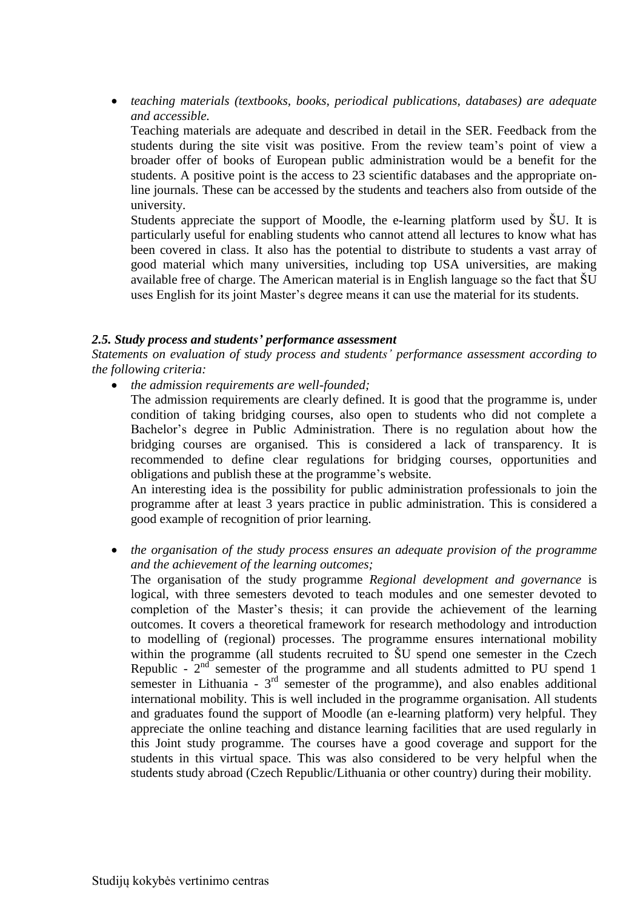- *teaching materials (textbooks, books, periodical publications, databases) are adequate and accessible.*

  Teaching materials are adequate and described in detail in the SER. Feedback from the students during the site visit was positive. From the review team's point of view a broader offer of books of European public administration would be a benefit for the students. A positive point is the access to 23 scientific databases and the appropriate on-line journals. These can be accessed by the students and teachers also from outside of the university.

  Students appreciate the support of Moodle, the e-learning platform used by ŠU. It is particularly useful for enabling students who cannot attend all lectures to know what has been covered in class. It also has the potential to distribute to students a vast array of good material which many universities, including top USA universities, are making available free of charge. The American material is in English language so the fact that ŠU uses English for its joint Master's degree means it can use the material for its students.

### *2.5. Study process and students' performance assessment*

*Statements on evaluation of study process and students' performance assessment according to the following criteria:*

- *the admission requirements are well-founded;*

  The admission requirements are clearly defined. It is good that the programme is, under condition of taking bridging courses, also open to students who did not complete a Bachelor's degree in Public Administration. There is no regulation about how the bridging courses are organised. This is considered a lack of transparency. It is recommended to define clear regulations for bridging courses, opportunities and obligations and publish these at the programme's website.

  An interesting idea is the possibility for public administration professionals to join the programme after at least 3 years practice in public administration. This is considered a good example of recognition of prior learning.

- *the organisation of the study process ensures an adequate provision of the programme and the achievement of the learning outcomes;*

  The organisation of the study programme *Regional development and governance* is logical, with three semesters devoted to teach modules and one semester devoted to completion of the Master's thesis; it can provide the achievement of the learning outcomes. It covers a theoretical framework for research methodology and introduction to modelling of (regional) processes. The programme ensures international mobility within the programme (all students recruited to ŠU spend one semester in the Czech Republic - 2nd semester of the programme and all students admitted to PU spend 1 semester in Lithuania - 3rd semester of the programme), and also enables additional international mobility. This is well included in the programme organisation. All students and graduates found the support of Moodle (an e-learning platform) very helpful. They appreciate the online teaching and distance learning facilities that are used regularly in this Joint study programme. The courses have a good coverage and support for the students in this virtual space. This was also considered to be very helpful when the students study abroad (Czech Republic/Lithuania or other country) during their mobility.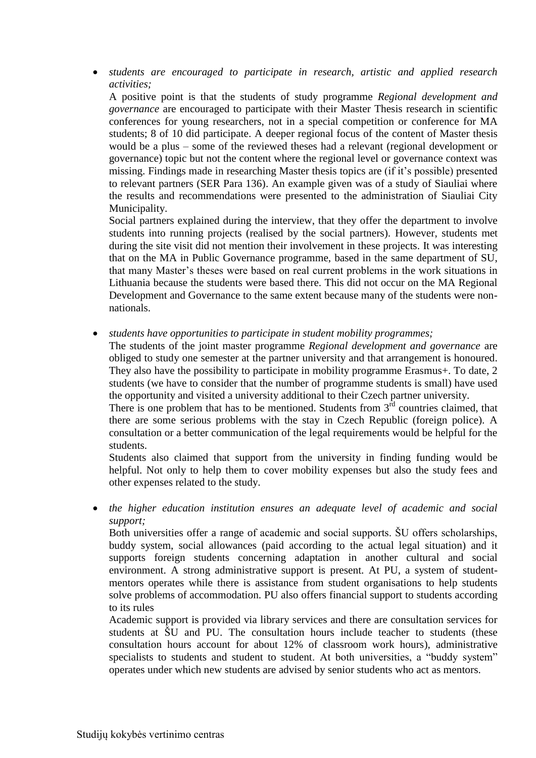- *students are encouraged to participate in research, artistic and applied research activities;*

  A positive point is that the students of study programme *Regional development and governance* are encouraged to participate with their Master Thesis research in scientific conferences for young researchers, not in a special competition or conference for MA students; 8 of 10 did participate. A deeper regional focus of the content of Master thesis would be a plus – some of the reviewed theses had a relevant (regional development or governance) topic but not the content where the regional level or governance context was missing. Findings made in researching Master thesis topics are (if it's possible) presented to relevant partners (SER Para 136). An example given was of a study of Siauliai where the results and recommendations were presented to the administration of Siauliai City Municipality.

  Social partners explained during the interview, that they offer the department to involve students into running projects (realised by the social partners). However, students met during the site visit did not mention their involvement in these projects. It was interesting that on the MA in Public Governance programme, based in the same department of SU, that many Master's theses were based on real current problems in the work situations in Lithuania because the students were based there. This did not occur on the MA Regional Development and Governance to the same extent because many of the students were non-nationals.

- *students have opportunities to participate in student mobility programmes;*

  The students of the joint master programme *Regional development and governance* are obliged to study one semester at the partner university and that arrangement is honoured. They also have the possibility to participate in mobility programme Erasmus+. To date, 2 students (we have to consider that the number of programme students is small) have used the opportunity and visited a university additional to their Czech partner university.

  There is one problem that has to be mentioned. Students from 3rd countries claimed, that there are some serious problems with the stay in Czech Republic (foreign police). A consultation or a better communication of the legal requirements would be helpful for the students.

  Students also claimed that support from the university in finding funding would be helpful. Not only to help them to cover mobility expenses but also the study fees and other expenses related to the study.

- *the higher education institution ensures an adequate level of academic and social support;*

  Both universities offer a range of academic and social supports. ŠU offers scholarships, buddy system, social allowances (paid according to the actual legal situation) and it supports foreign students concerning adaptation in another cultural and social environment. A strong administrative support is present. At PU, a system of student-mentors operates while there is assistance from student organisations to help students solve problems of accommodation. PU also offers financial support to students according to its rules

  Academic support is provided via library services and there are consultation services for students at ŠU and PU. The consultation hours include teacher to students (these consultation hours account for about 12% of classroom work hours), administrative specialists to students and student to student. At both universities, a "buddy system" operates under which new students are advised by senior students who act as mentors.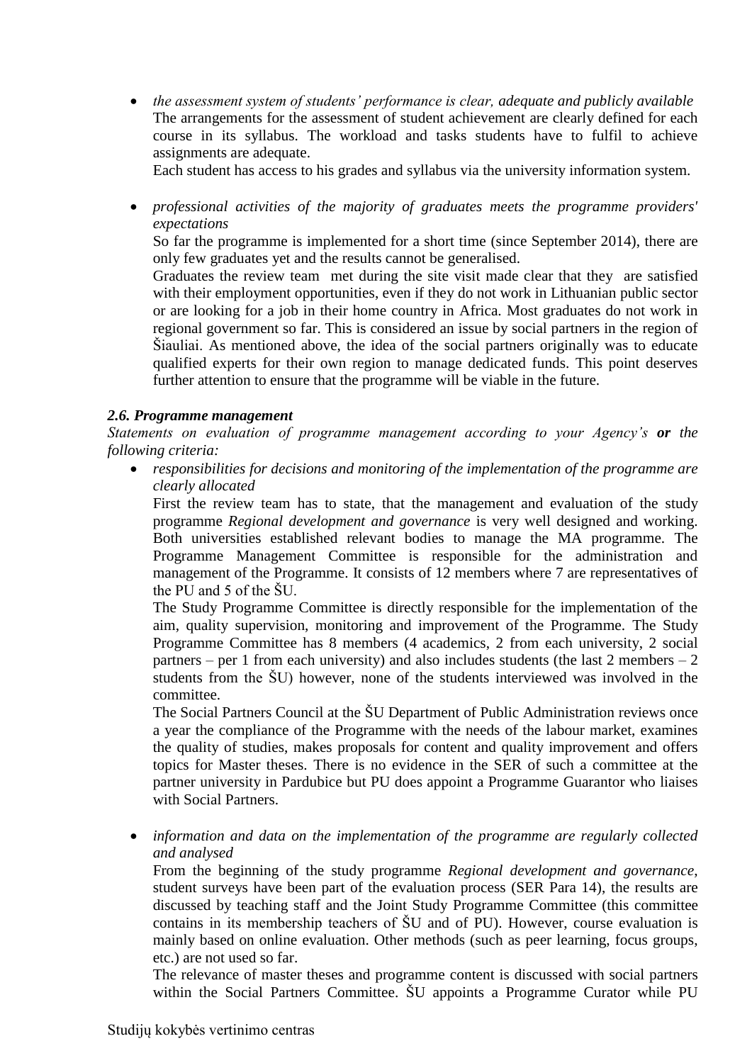- *the assessment system of students' performance is clear, adequate and publicly available*
  The arrangements for the assessment of student achievement are clearly defined for each course in its syllabus. The workload and tasks students have to fulfil to achieve assignments are adequate.
  Each student has access to his grades and syllabus via the university information system.

- *professional activities of the majority of graduates meets the programme providers' expectations*
  So far the programme is implemented for a short time (since September 2014), there are only few graduates yet and the results cannot be generalised.
  Graduates the review team met during the site visit made clear that they are satisfied with their employment opportunities, even if they do not work in Lithuanian public sector or are looking for a job in their home country in Africa. Most graduates do not work in regional government so far. This is considered an issue by social partners in the region of Šiauliai. As mentioned above, the idea of the social partners originally was to educate qualified experts for their own region to manage dedicated funds. This point deserves further attention to ensure that the programme will be viable in the future.

### *2.6. Programme management*

*Statements on evaluation of programme management according to your Agency's **or** the following criteria:*

- *responsibilities for decisions and monitoring of the implementation of the programme are clearly allocated*
  First the review team has to state, that the management and evaluation of the study programme *Regional development and governance* is very well designed and working. Both universities established relevant bodies to manage the MA programme. The Programme Management Committee is responsible for the administration and management of the Programme. It consists of 12 members where 7 are representatives of the PU and 5 of the ŠU.
  The Study Programme Committee is directly responsible for the implementation of the aim, quality supervision, monitoring and improvement of the Programme. The Study Programme Committee has 8 members (4 academics, 2 from each university, 2 social partners – per 1 from each university) and also includes students (the last 2 members – 2 students from the ŠU) however, none of the students interviewed was involved in the committee.
  The Social Partners Council at the ŠU Department of Public Administration reviews once a year the compliance of the Programme with the needs of the labour market, examines the quality of studies, makes proposals for content and quality improvement and offers topics for Master theses. There is no evidence in the SER of such a committee at the partner university in Pardubice but PU does appoint a Programme Guarantor who liaises with Social Partners.

- *information and data on the implementation of the programme are regularly collected and analysed*
  From the beginning of the study programme *Regional development and governance*, student surveys have been part of the evaluation process (SER Para 14), the results are discussed by teaching staff and the Joint Study Programme Committee (this committee contains in its membership teachers of ŠU and of PU). However, course evaluation is mainly based on online evaluation. Other methods (such as peer learning, focus groups, etc.) are not used so far.
  The relevance of master theses and programme content is discussed with social partners within the Social Partners Committee. ŠU appoints a Programme Curator while PU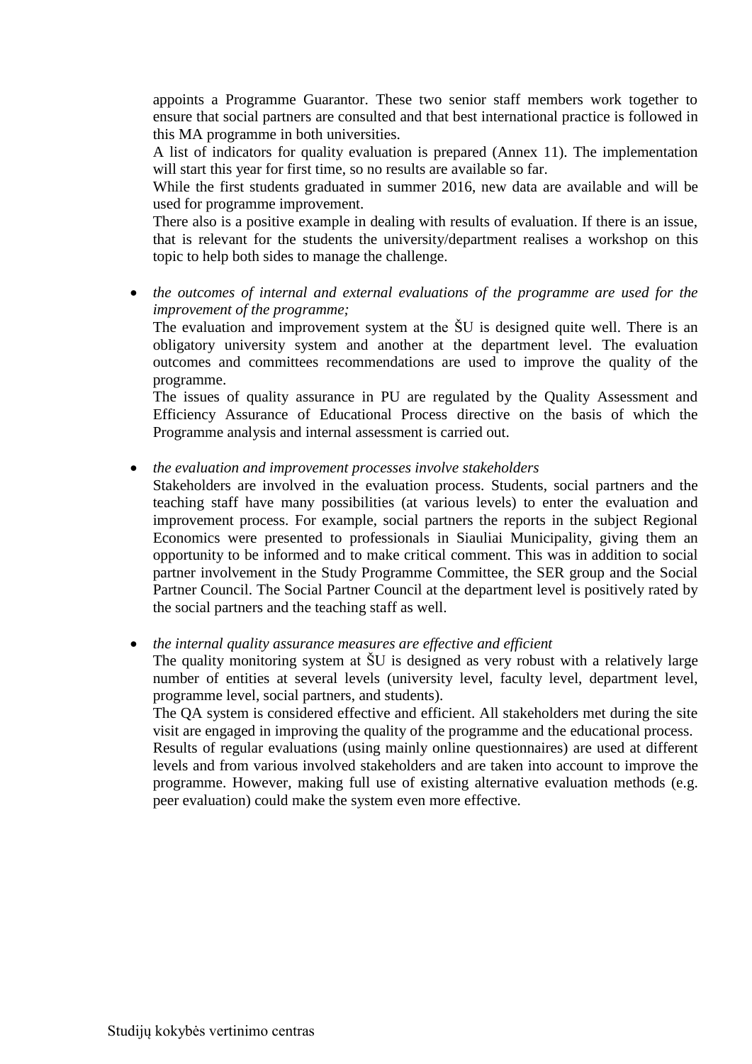appoints a Programme Guarantor. These two senior staff members work together to ensure that social partners are consulted and that best international practice is followed in this MA programme in both universities.

A list of indicators for quality evaluation is prepared (Annex 11). The implementation will start this year for first time, so no results are available so far.

While the first students graduated in summer 2016, new data are available and will be used for programme improvement.

There also is a positive example in dealing with results of evaluation. If there is an issue, that is relevant for the students the university/department realises a workshop on this topic to help both sides to manage the challenge.

- *the outcomes of internal and external evaluations of the programme are used for the improvement of the programme;*

  The evaluation and improvement system at the ŠU is designed quite well. There is an obligatory university system and another at the department level. The evaluation outcomes and committees recommendations are used to improve the quality of the programme.

  The issues of quality assurance in PU are regulated by the Quality Assessment and Efficiency Assurance of Educational Process directive on the basis of which the Programme analysis and internal assessment is carried out.

- *the evaluation and improvement processes involve stakeholders*

  Stakeholders are involved in the evaluation process. Students, social partners and the teaching staff have many possibilities (at various levels) to enter the evaluation and improvement process. For example, social partners the reports in the subject Regional Economics were presented to professionals in Siauliai Municipality, giving them an opportunity to be informed and to make critical comment. This was in addition to social partner involvement in the Study Programme Committee, the SER group and the Social Partner Council. The Social Partner Council at the department level is positively rated by the social partners and the teaching staff as well.

- *the internal quality assurance measures are effective and efficient*

  The quality monitoring system at ŠU is designed as very robust with a relatively large number of entities at several levels (university level, faculty level, department level, programme level, social partners, and students).

  The QA system is considered effective and efficient. All stakeholders met during the site visit are engaged in improving the quality of the programme and the educational process.

  Results of regular evaluations (using mainly online questionnaires) are used at different levels and from various involved stakeholders and are taken into account to improve the programme. However, making full use of existing alternative evaluation methods (e.g. peer evaluation) could make the system even more effective.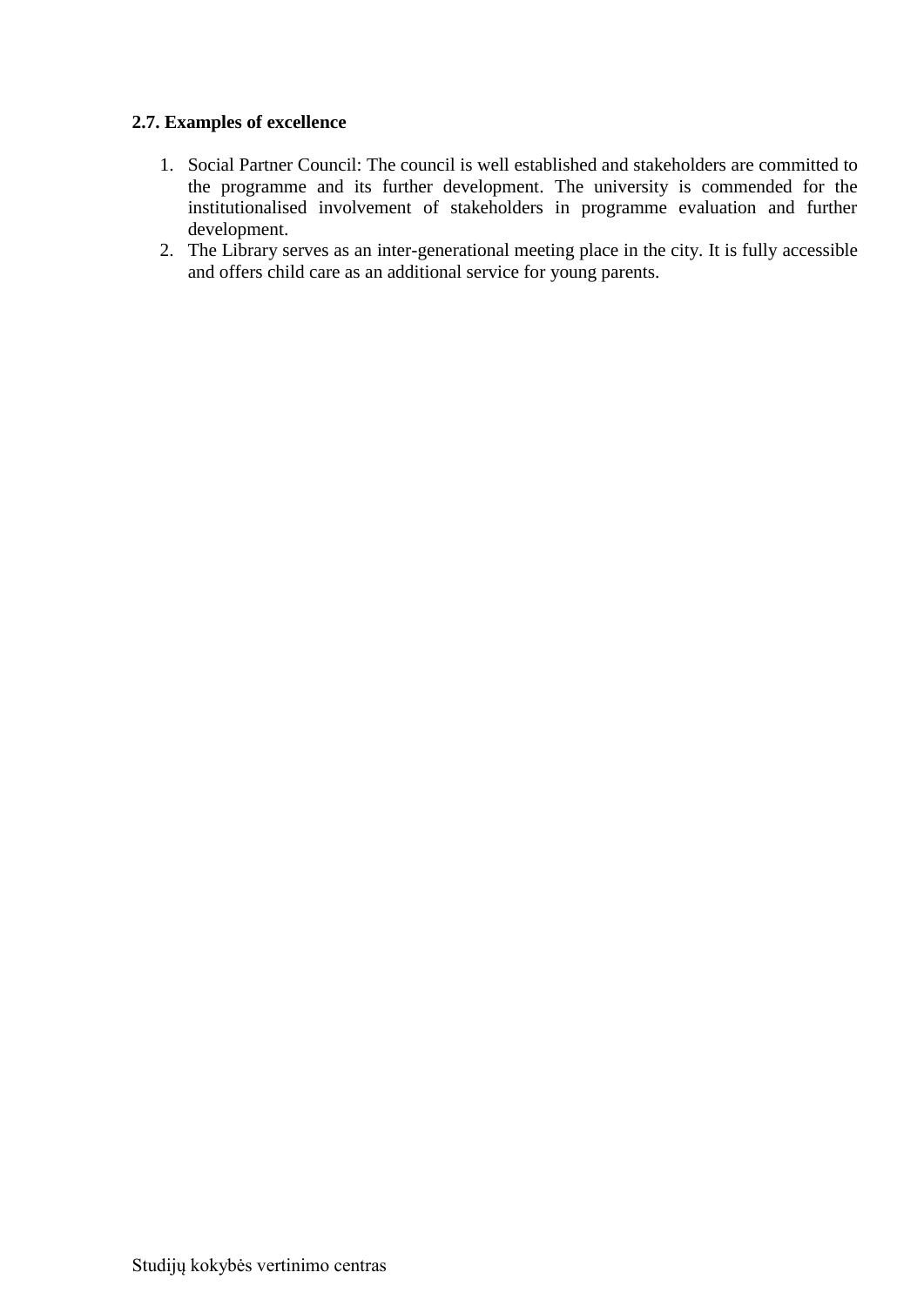**2.7. Examples of excellence**

1. Social Partner Council: The council is well established and stakeholders are committed to the programme and its further development. The university is commended for the institutionalised involvement of stakeholders in programme evaluation and further development.
2. The Library serves as an inter-generational meeting place in the city. It is fully accessible and offers child care as an additional service for young parents.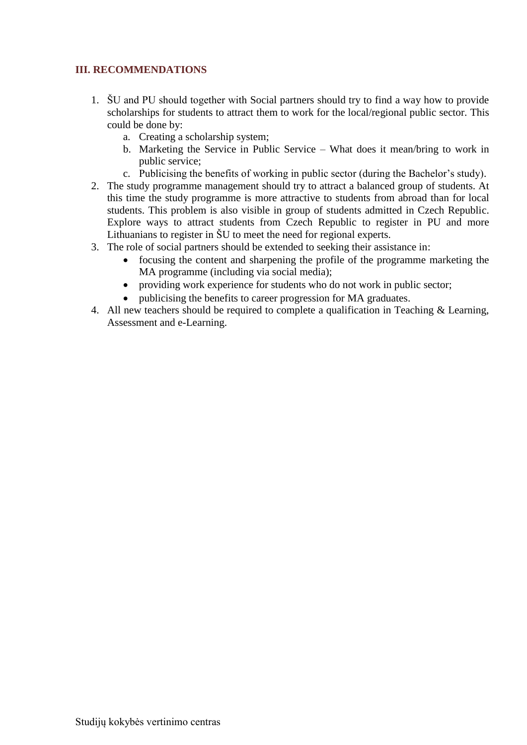## III. RECOMMENDATIONS

1. ŠU and PU should together with Social partners should try to find a way how to provide scholarships for students to attract them to work for the local/regional public sector. This could be done by:
   a. Creating a scholarship system;
   b. Marketing the Service in Public Service – What does it mean/bring to work in public service;
   c. Publicising the benefits of working in public sector (during the Bachelor's study).
2. The study programme management should try to attract a balanced group of students. At this time the study programme is more attractive to students from abroad than for local students. This problem is also visible in group of students admitted in Czech Republic. Explore ways to attract students from Czech Republic to register in PU and more Lithuanians to register in ŠU to meet the need for regional experts.
3. The role of social partners should be extended to seeking their assistance in:
   - focusing the content and sharpening the profile of the programme marketing the MA programme (including via social media);
   - providing work experience for students who do not work in public sector;
   - publicising the benefits to career progression for MA graduates.
4. All new teachers should be required to complete a qualification in Teaching & Learning, Assessment and e-Learning.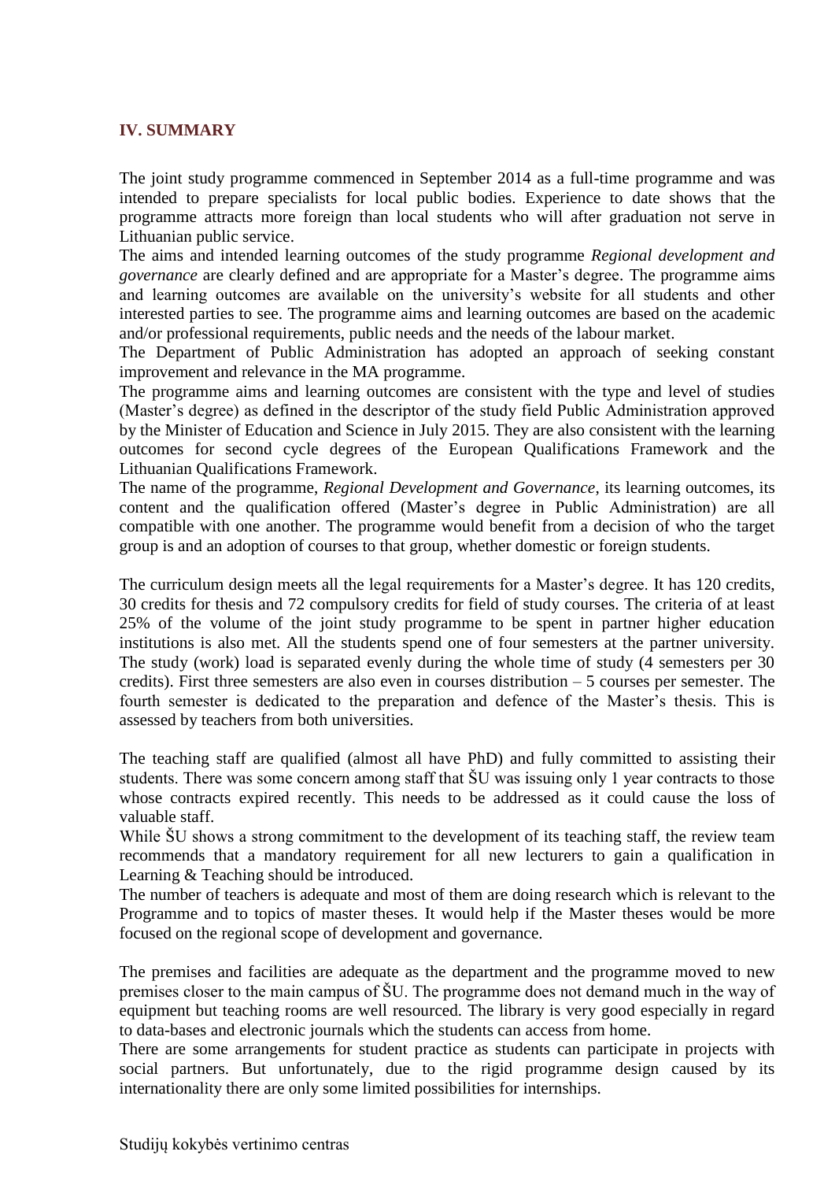## IV. SUMMARY

The joint study programme commenced in September 2014 as a full-time programme and was intended to prepare specialists for local public bodies. Experience to date shows that the programme attracts more foreign than local students who will after graduation not serve in Lithuanian public service.

The aims and intended learning outcomes of the study programme *Regional development and governance* are clearly defined and are appropriate for a Master's degree. The programme aims and learning outcomes are available on the university's website for all students and other interested parties to see. The programme aims and learning outcomes are based on the academic and/or professional requirements, public needs and the needs of the labour market.

The Department of Public Administration has adopted an approach of seeking constant improvement and relevance in the MA programme.

The programme aims and learning outcomes are consistent with the type and level of studies (Master's degree) as defined in the descriptor of the study field Public Administration approved by the Minister of Education and Science in July 2015. They are also consistent with the learning outcomes for second cycle degrees of the European Qualifications Framework and the Lithuanian Qualifications Framework.

The name of the programme, *Regional Development and Governance*, its learning outcomes, its content and the qualification offered (Master's degree in Public Administration) are all compatible with one another. The programme would benefit from a decision of who the target group is and an adoption of courses to that group, whether domestic or foreign students.

The curriculum design meets all the legal requirements for a Master's degree. It has 120 credits, 30 credits for thesis and 72 compulsory credits for field of study courses. The criteria of at least 25% of the volume of the joint study programme to be spent in partner higher education institutions is also met. All the students spend one of four semesters at the partner university. The study (work) load is separated evenly during the whole time of study (4 semesters per 30 credits). First three semesters are also even in courses distribution – 5 courses per semester. The fourth semester is dedicated to the preparation and defence of the Master's thesis. This is assessed by teachers from both universities.

The teaching staff are qualified (almost all have PhD) and fully committed to assisting their students. There was some concern among staff that ŠU was issuing only 1 year contracts to those whose contracts expired recently. This needs to be addressed as it could cause the loss of valuable staff.

While ŠU shows a strong commitment to the development of its teaching staff, the review team recommends that a mandatory requirement for all new lecturers to gain a qualification in Learning & Teaching should be introduced.

The number of teachers is adequate and most of them are doing research which is relevant to the Programme and to topics of master theses. It would help if the Master theses would be more focused on the regional scope of development and governance.

The premises and facilities are adequate as the department and the programme moved to new premises closer to the main campus of ŠU. The programme does not demand much in the way of equipment but teaching rooms are well resourced. The library is very good especially in regard to data-bases and electronic journals which the students can access from home.

There are some arrangements for student practice as students can participate in projects with social partners. But unfortunately, due to the rigid programme design caused by its internationality there are only some limited possibilities for internships.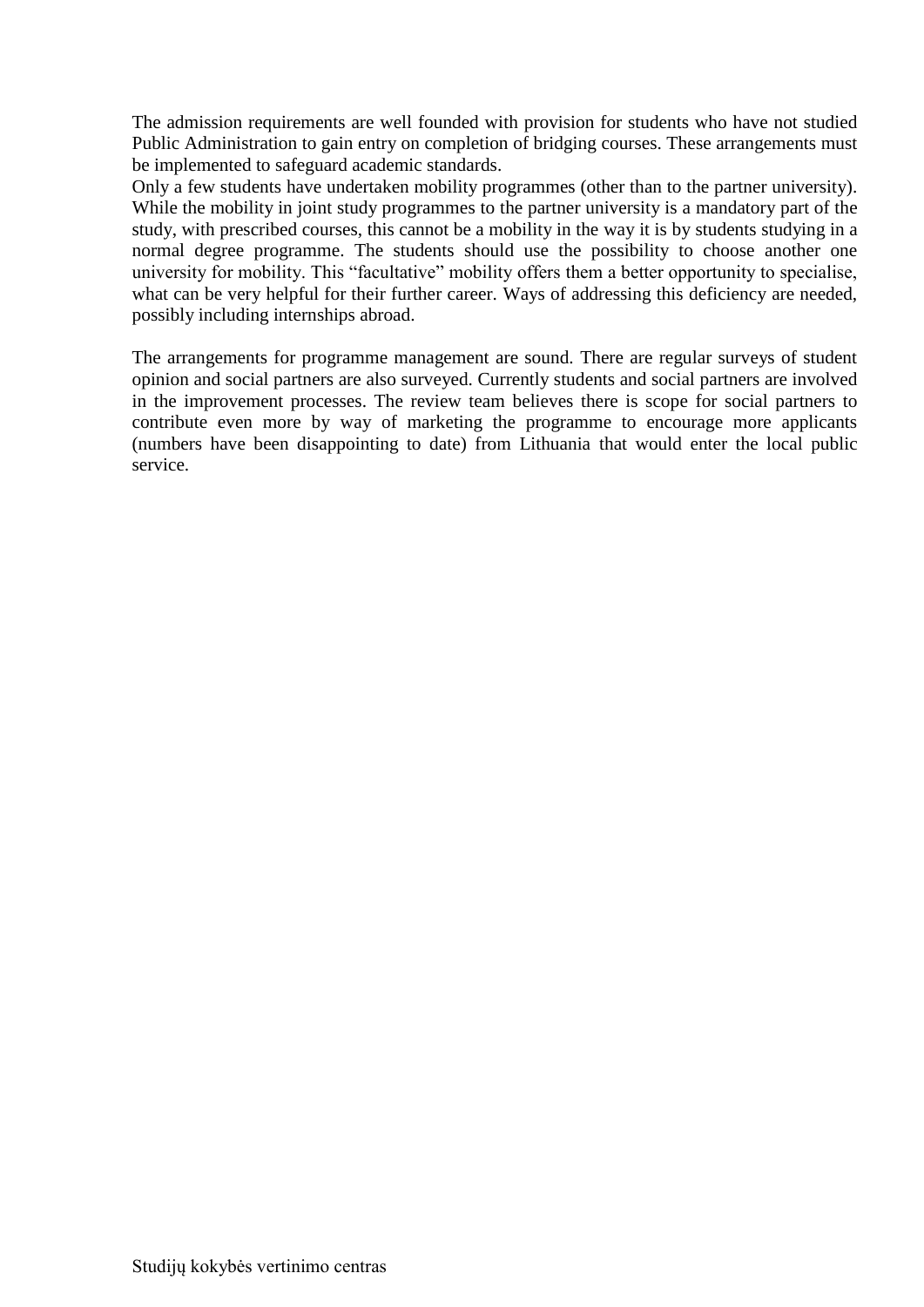The admission requirements are well founded with provision for students who have not studied Public Administration to gain entry on completion of bridging courses. These arrangements must be implemented to safeguard academic standards.

Only a few students have undertaken mobility programmes (other than to the partner university). While the mobility in joint study programmes to the partner university is a mandatory part of the study, with prescribed courses, this cannot be a mobility in the way it is by students studying in a normal degree programme. The students should use the possibility to choose another one university for mobility. This "facultative" mobility offers them a better opportunity to specialise, what can be very helpful for their further career. Ways of addressing this deficiency are needed, possibly including internships abroad.

The arrangements for programme management are sound. There are regular surveys of student opinion and social partners are also surveyed. Currently students and social partners are involved in the improvement processes. The review team believes there is scope for social partners to contribute even more by way of marketing the programme to encourage more applicants (numbers have been disappointing to date) from Lithuania that would enter the local public service.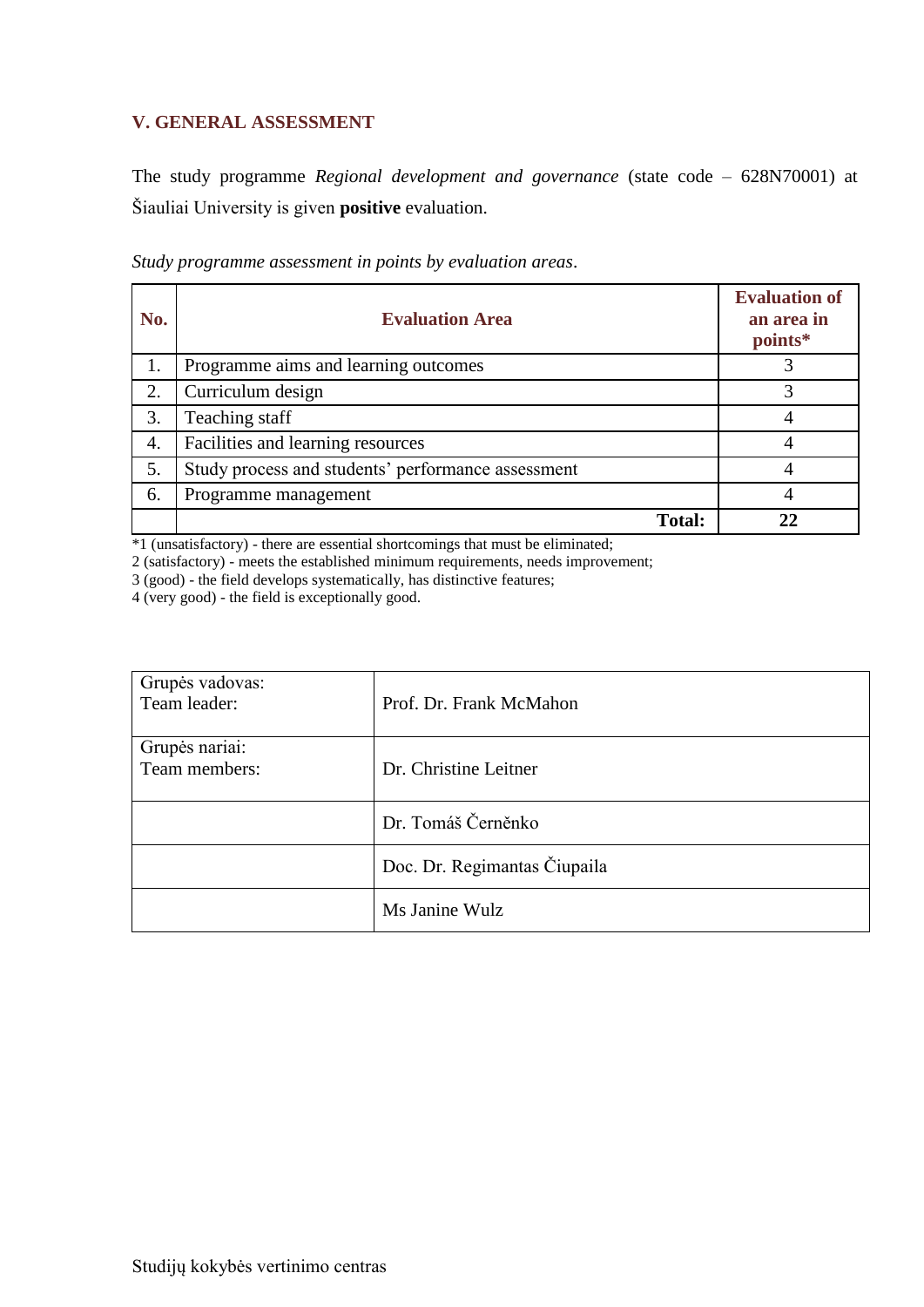## V. GENERAL ASSESSMENT

The study programme *Regional development and governance* (state code – 628N70001) at Šiauliai University is given **positive** evaluation.

*Study programme assessment in points by evaluation areas*.

| No. | Evaluation Area | Evaluation of an area in points* |
|---|---|---|
| 1. | Programme aims and learning outcomes | 3 |
| 2. | Curriculum design | 3 |
| 3. | Teaching staff | 4 |
| 4. | Facilities and learning resources | 4 |
| 5. | Study process and students' performance assessment | 4 |
| 6. | Programme management | 4 |
| | **Total:** | **22** |

*1 (unsatisfactory) - there are essential shortcomings that must be eliminated;
2 (satisfactory) - meets the established minimum requirements, needs improvement;
3 (good) - the field develops systematically, has distinctive features;
4 (very good) - the field is exceptionally good.

| | |
|---|---|
| Grupės vadovas:<br>Team leader: | Prof. Dr. Frank McMahon |
| Grupės nariai:<br>Team members: | Dr. Christine Leitner |
| | Dr. Tomáš Černěnko |
| | Doc. Dr. Regimantas Čiupaila |
| | Ms Janine Wulz |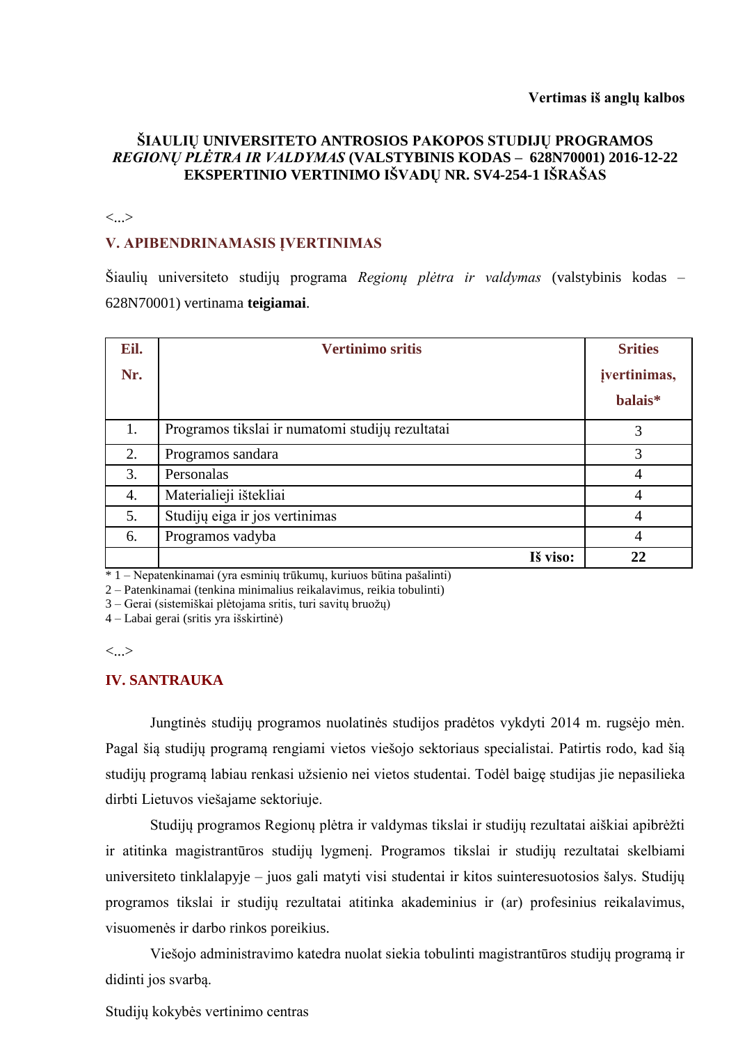**Vertimas iš anglų kalbos**

**ŠIAULIŲ UNIVERSITETO ANTROSIOS PAKOPOS STUDIJŲ PROGRAMOS *REGIONŲ PLĖTRA IR VALDYMAS* (VALSTYBINIS KODAS – 628N70001) 2016-12-22 EKSPERTINIO VERTINIMO IŠVADŲ NR. SV4-254-1 IŠRAŠAS**

<...>

## V. APIBENDRINAMASIS ĮVERTINIMAS

Šiaulių universiteto studijų programa *Regionų plėtra ir valdymas* (valstybinis kodas – 628N70001) vertinama **teigiamai**.

| Eil. Nr. | Vertinimo sritis | Srities įvertinimas, balais* |
|---|---|---|
| 1. | Programos tikslai ir numatomi studijų rezultatai | 3 |
| 2. | Programos sandara | 3 |
| 3. | Personalas | 4 |
| 4. | Materialieji ištekliai | 4 |
| 5. | Studijų eiga ir jos vertinimas | 4 |
| 6. | Programos vadyba | 4 |
| | **Iš viso:** | **22** |

\* 1 – Nepatenkinamai (yra esminių trūkumų, kuriuos būtina pašalinti)
2 – Patenkinamai (tenkina minimalius reikalavimus, reikia tobulinti)
3 – Gerai (sistemiškai plėtojama sritis, turi savitų bruožų)
4 – Labai gerai (sritis yra išskirtinė)

<...>

## IV. SANTRAUKA

Jungtinės studijų programos nuolatinės studijos pradėtos vykdyti 2014 m. rugsėjo mėn. Pagal šią studijų programą rengiami vietos viešojo sektoriaus specialistai. Patirtis rodo, kad šią studijų programą labiau renkasi užsienio nei vietos studentai. Todėl baigę studijas jie nepasilieka dirbti Lietuvos viešajame sektoriuje.

Studijų programos Regionų plėtra ir valdymas tikslai ir studijų rezultatai aiškiai apibrėžti ir atitinka magistrantūros studijų lygmenį. Programos tikslai ir studijų rezultatai skelbiami universiteto tinklalapyje – juos gali matyti visi studentai ir kitos suinteresuotosios šalys. Studijų programos tikslai ir studijų rezultatai atitinka akademinius ir (ar) profesinius reikalavimus, visuomenės ir darbo rinkos poreikius.

Viešojo administravimo katedra nuolat siekia tobulinti magistrantūros studijų programą ir didinti jos svarbą.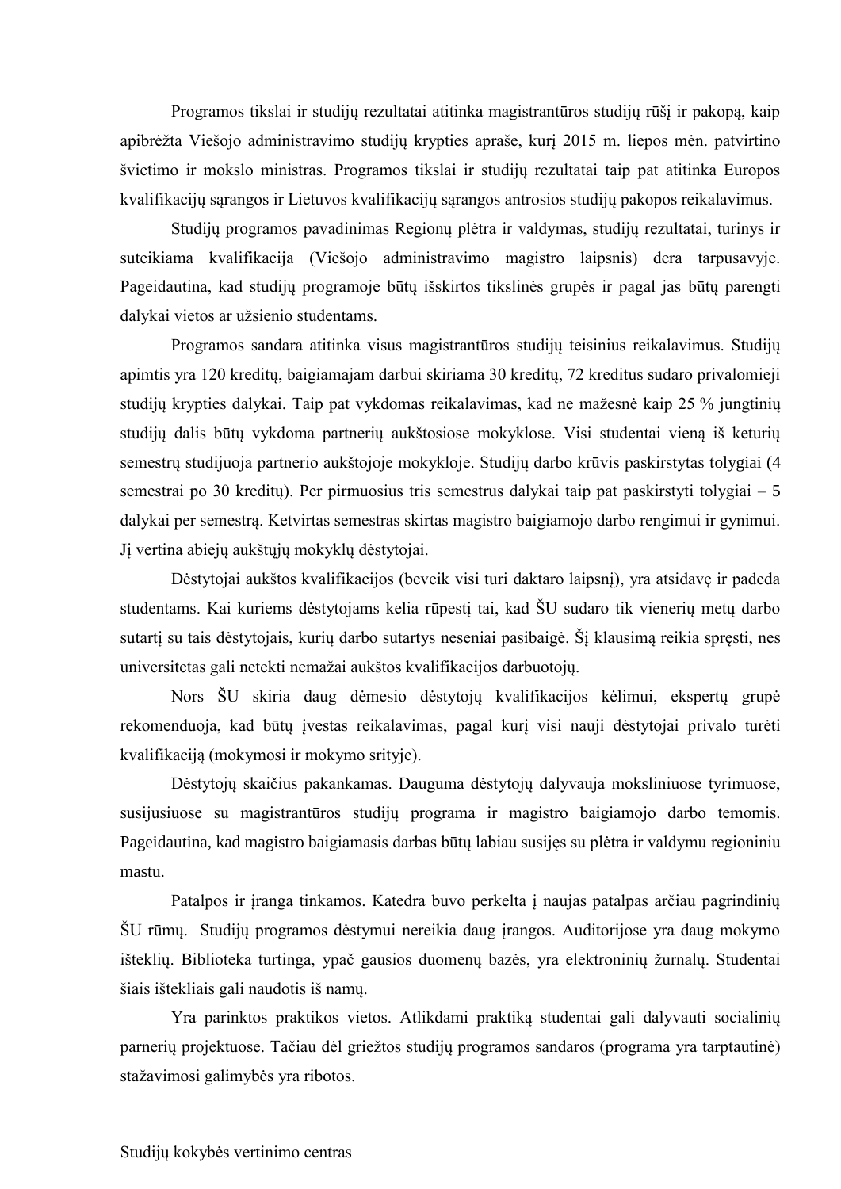Programos tikslai ir studijų rezultatai atitinka magistrantūros studijų rūšį ir pakopą, kaip apibrėžta Viešojo administravimo studijų krypties apraše, kurį 2015 m. liepos mėn. patvirtino švietimo ir mokslo ministras. Programos tikslai ir studijų rezultatai taip pat atitinka Europos kvalifikacijų sąrangos ir Lietuvos kvalifikacijų sąrangos antrosios studijų pakopos reikalavimus.

Studijų programos pavadinimas Regionų plėtra ir valdymas, studijų rezultatai, turinys ir suteikiama kvalifikacija (Viešojo administravimo magistro laipsnis) dera tarpusavyje. Pageidautina, kad studijų programoje būtų išskirtos tikslinės grupės ir pagal jas būtų parengti dalykai vietos ar užsienio studentams.

Programos sandara atitinka visus magistrantūros studijų teisinius reikalavimus. Studijų apimtis yra 120 kreditų, baigiamajam darbui skiriama 30 kreditų, 72 kreditus sudaro privalomieji studijų krypties dalykai. Taip pat vykdomas reikalavimas, kad ne mažesnė kaip 25 % jungtinių studijų dalis būtų vykdoma partnerių aukštosiose mokyklose. Visi studentai vieną iš keturių semestrų studijuoja partnerio aukštojoje mokykloje. Studijų darbo krūvis paskirstytas tolygiai (4 semestrai po 30 kreditų). Per pirmuosius tris semestrus dalykai taip pat paskirstyti tolygiai – 5 dalykai per semestrą. Ketvirtas semestras skirtas magistro baigiamojo darbo rengimui ir gynimui. Jį vertina abiejų aukštųjų mokyklų dėstytojai.

Dėstytojai aukštos kvalifikacijos (beveik visi turi daktaro laipsnį), yra atsidavę ir padeda studentams. Kai kuriems dėstytojams kelia rūpestį tai, kad ŠU sudaro tik vienerių metų darbo sutartį su tais dėstytojais, kurių darbo sutartys neseniai pasibaigė. Šį klausimą reikia spręsti, nes universitetas gali netekti nemažai aukštos kvalifikacijos darbuotojų.

Nors ŠU skiria daug dėmesio dėstytojų kvalifikacijos kėlimui, ekspertų grupė rekomenduoja, kad būtų įvestas reikalavimas, pagal kurį visi nauji dėstytojai privalo turėti kvalifikaciją (mokymosi ir mokymo srityje).

Dėstytojų skaičius pakankamas. Dauguma dėstytojų dalyvauja moksliniuose tyrimuose, susijusiuose su magistrantūros studijų programa ir magistro baigiamojo darbo temomis. Pageidautina, kad magistro baigiamasis darbas būtų labiau susijęs su plėtra ir valdymu regioniniu mastu.

Patalpos ir įranga tinkamos. Katedra buvo perkelta į naujas patalpas arčiau pagrindinių ŠU rūmų. Studijų programos dėstymui nereikia daug įrangos. Auditorijose yra daug mokymo išteklių. Biblioteka turtinga, ypač gausios duomenų bazės, yra elektroninių žurnalų. Studentai šiais ištekliais gali naudotis iš namų.

Yra parinktos praktikos vietos. Atlikdami praktiką studentai gali dalyvauti socialinių parnerių projektuose. Tačiau dėl griežtos studijų programos sandaros (programa yra tarptautinė) stažavimosi galimybės yra ribotos.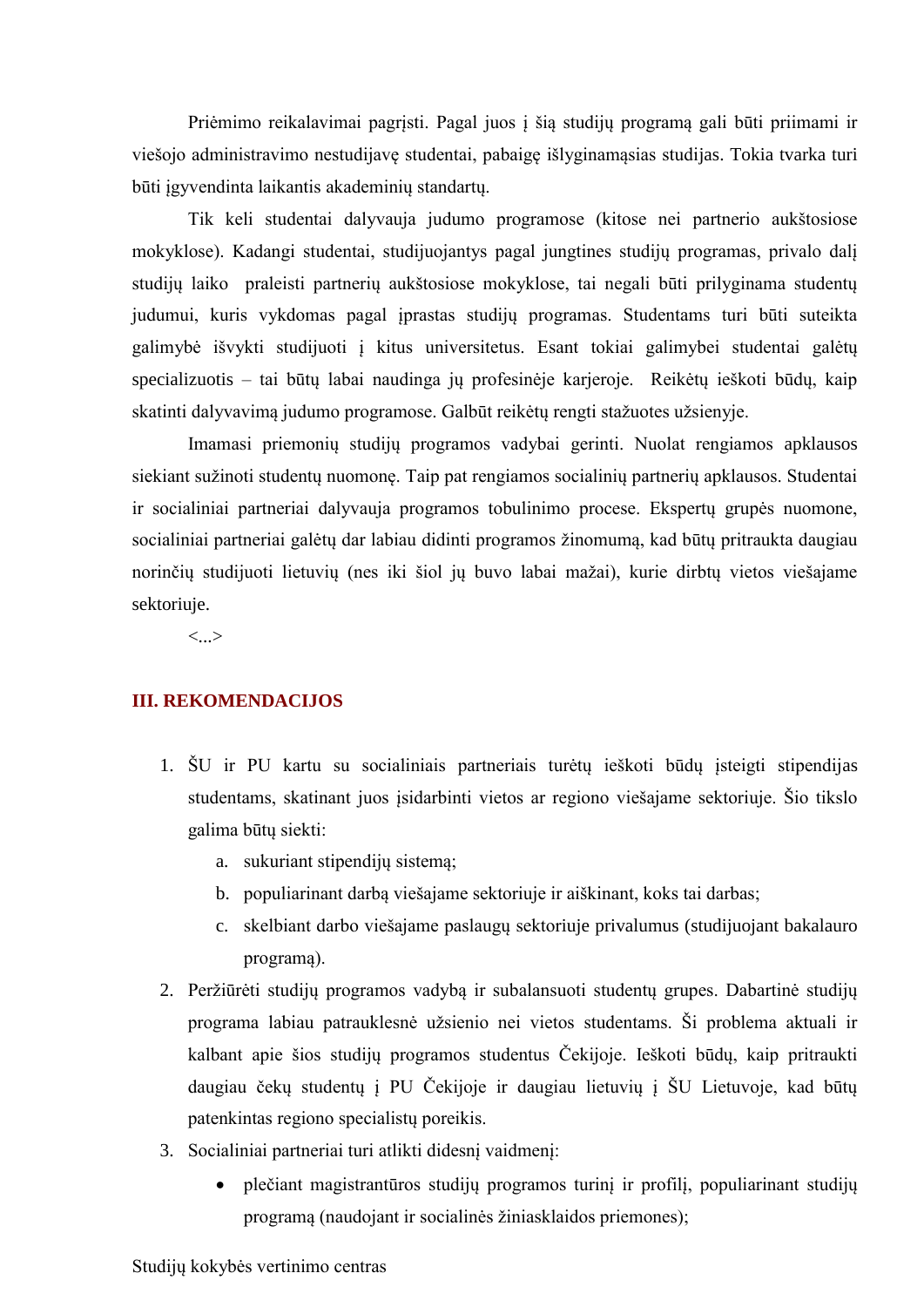Priėmimo reikalavimai pagrįsti. Pagal juos į šią studijų programą gali būti priimami ir viešojo administravimo nestudijavę studentai, pabaigę išlyginamąsias studijas. Tokia tvarka turi būti įgyvendinta laikantis akademinių standartų.

Tik keli studentai dalyvauja judumo programose (kitose nei partnerio aukštosiose mokyklose). Kadangi studentai, studijuojantys pagal jungtines studijų programas, privalo dalį studijų laiko praleisti partnerių aukštosiose mokyklose, tai negali būti prilyginama studentų judumui, kuris vykdomas pagal įprastas studijų programas. Studentams turi būti suteikta galimybė išvykti studijuoti į kitus universitetus. Esant tokiai galimybei studentai galėtų specializuotis – tai būtų labai naudinga jų profesinėje karjeroje. Reikėtų ieškoti būdų, kaip skatinti dalyvavimą judumo programose. Galbūt reikėtų rengti stažuotes užsienyje.

Imamasi priemonių studijų programos vadybai gerinti. Nuolat rengiamos apklausos siekiant sužinoti studentų nuomonę. Taip pat rengiamos socialinių partnerių apklausos. Studentai ir socialiniai partneriai dalyvauja programos tobulinimo procese. Ekspertų grupės nuomone, socialiniai partneriai galėtų dar labiau didinti programos žinomumą, kad būtų pritraukta daugiau norinčių studijuoti lietuvių (nes iki šiol jų buvo labai mažai), kurie dirbtų vietos viešajame sektoriuje.

<...>

## III. REKOMENDACIJOS

1. ŠU ir PU kartu su socialiniais partneriais turėtų ieškoti būdų įsteigti stipendijas studentams, skatinant juos įsidarbinti vietos ar regiono viešajame sektoriuje. Šio tikslo galima būtų siekti:
   a. sukuriant stipendijų sistemą;
   b. populiarinant darbą viešajame sektoriuje ir aiškinant, koks tai darbas;
   c. skelbiant darbo viešajame paslaugų sektoriuje privalumus (studijuojant bakalauro programą).
2. Peržiūrėti studijų programos vadybą ir subalansuoti studentų grupes. Dabartinė studijų programa labiau patrauklesnė užsienio nei vietos studentams. Ši problema aktuali ir kalbant apie šios studijų programos studentus Čekijoje. Ieškoti būdų, kaip pritraukti daugiau čekų studentų į PU Čekijoje ir daugiau lietuvių į ŠU Lietuvoje, kad būtų patenkintas regiono specialistų poreikis.
3. Socialiniai partneriai turi atlikti didesnį vaidmenį:
   - plečiant magistrantūros studijų programos turinį ir profilį, populiarinant studijų programą (naudojant ir socialinės žiniasklaidos priemones);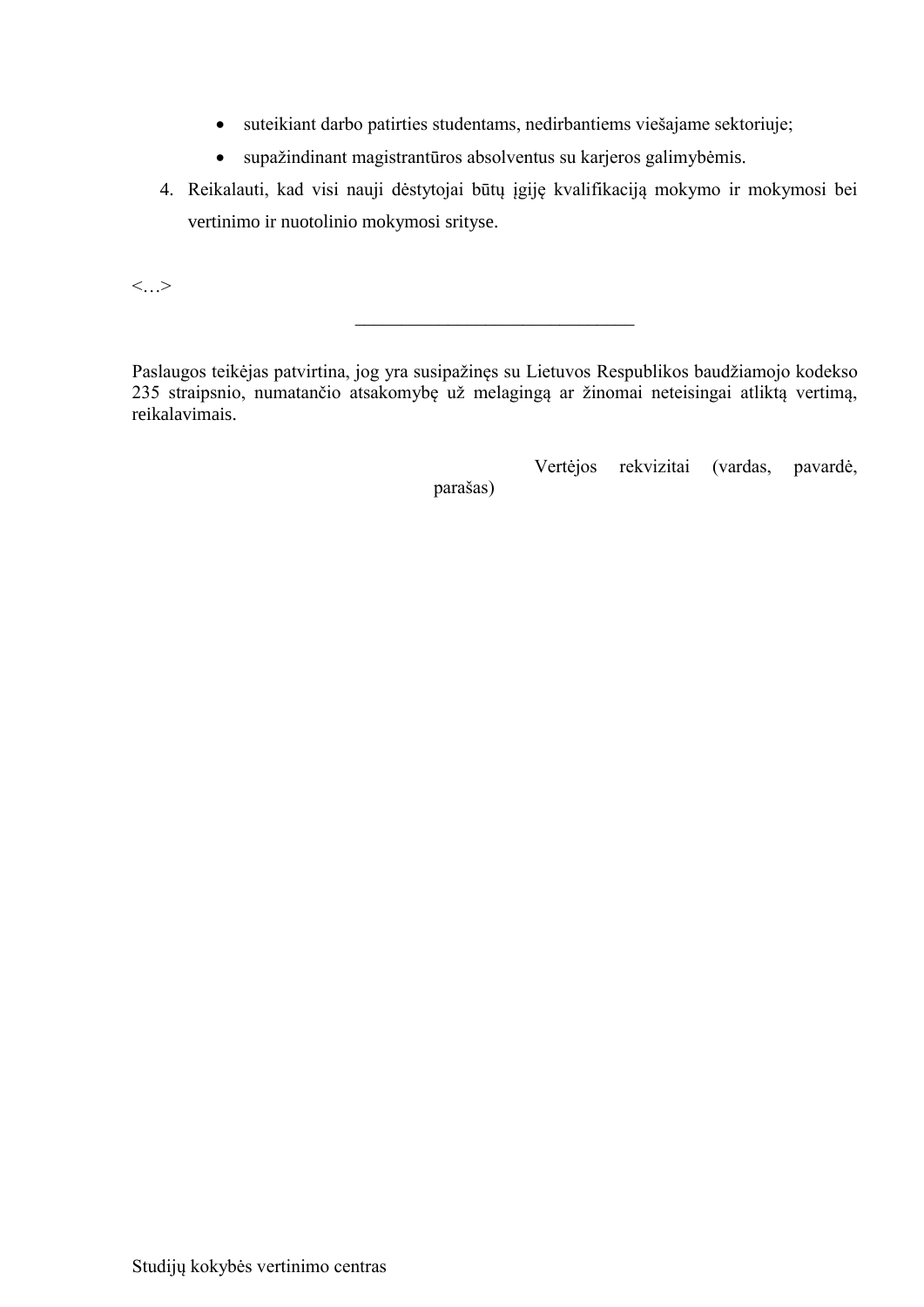- suteikiant darbo patirties studentams, nedirbantiems viešajame sektoriuje;
- supažindinant magistrantūros absolventus su karjeros galimybėmis.

4. Reikalauti, kad visi nauji dėstytojai būtų įgiję kvalifikaciją mokymo ir mokymosi bei vertinimo ir nuotolinio mokymosi srityse.

<…>

______________________________

Paslaugos teikėjas patvirtina, jog yra susipažinęs su Lietuvos Respublikos baudžiamojo kodekso 235 straipsnio, numatančio atsakomybę už melagingą ar žinomai neteisingai atliktą vertimą, reikalavimais.

Vertėjos rekvizitai (vardas, pavardė, parašas)